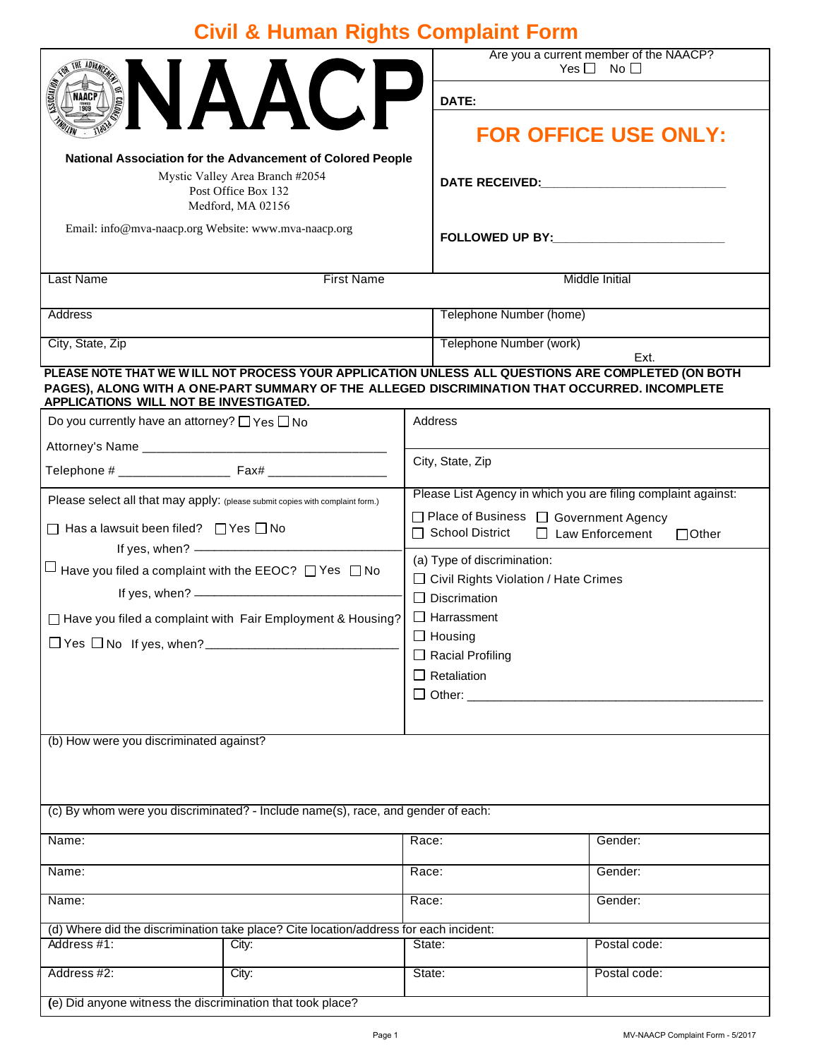# Civil & Human Rights Complaint Form

**NAACP**

**National Association for the Advancement of Colored People**

Mystic Valley Area Branch #2054
Post Office Box 132
Medford, MA 02156

Email: info@mva-naacp.org Website: www.mva-naacp.org

Are you a current member of the NAACP? Yes ☐ No ☐

**DATE:**

## FOR OFFICE USE ONLY:

**DATE RECEIVED:**\_\_\_\_\_\_\_\_\_\_\_\_\_\_\_\_\_\_\_\_\_\_\_\_\_\_\_\_

**FOLLOWED UP BY:**\_\_\_\_\_\_\_\_\_\_\_\_\_\_\_\_\_\_\_\_\_\_\_\_\_\_\_\_

| Last Name | First Name | Middle Initial |
|---|---|---|
| | | |

| Address | Telephone Number (home) |
|---|---|
| City, State, Zip | Telephone Number (work) Ext. |

**PLEASE NOTE THAT WE WILL NOT PROCESS YOUR APPLICATION UNLESS ALL QUESTIONS ARE COMPLETED (ON BOTH PAGES), ALONG WITH A ONE-PART SUMMARY OF THE ALLEGED DISCRIMINATION THAT OCCURRED. INCOMPLETE APPLICATIONS WILL NOT BE INVESTIGATED.**

Do you currently have an attorney? ☐ Yes ☐ No

Attorney's Name \_\_\_\_\_\_\_\_\_\_\_\_\_\_\_\_\_\_\_\_\_\_\_\_\_\_\_\_\_\_\_\_\_\_\_

Telephone # \_\_\_\_\_\_\_\_\_\_\_\_\_\_\_\_ Fax# \_\_\_\_\_\_\_\_\_\_\_\_\_\_\_\_\_

Address

City, State, Zip

Please select all that may apply: (please submit copies with complaint form.)

☐ Has a lawsuit been filed? ☐ Yes ☐ No

If yes, when? \_\_\_\_\_\_\_\_\_\_\_\_\_\_\_\_\_\_\_\_\_\_\_\_\_\_\_\_\_\_

☐ Have you filed a complaint with the EEOC? ☐ Yes ☐ No

If yes, when? \_\_\_\_\_\_\_\_\_\_\_\_\_\_\_\_\_\_\_\_\_\_\_\_\_\_\_\_\_\_

☐ Have you filed a complaint with Fair Employment & Housing?

☐ Yes ☐ No If yes, when? \_\_\_\_\_\_\_\_\_\_\_\_\_\_\_\_\_\_\_\_\_\_\_\_\_\_\_\_\_\_

Please List Agency in which you are filing complaint against:

☐ Place of Business ☐ Government Agency
☐ School District ☐ Law Enforcement ☐ Other

(a) Type of discrimination:

☐ Civil Rights Violation / Hate Crimes
☐ Discrimination
☐ Harrassment
☐ Housing
☐ Racial Profiling
☐ Retaliation
☐ Other: \_\_\_\_\_\_\_\_\_\_\_\_\_\_\_\_\_\_\_\_\_\_\_\_\_\_\_\_\_\_\_\_\_\_\_\_\_\_\_\_\_\_\_

(b) How were you discriminated against?

(c) By whom were you discriminated? - Include name(s), race, and gender of each:

| Name: | Race: | Gender: |
|---|---|---|
| Name: | Race: | Gender: |
| Name: | Race: | Gender: |

(d) Where did the discrimination take place? Cite location/address for each incident:

| Address #1: | City: | State: | Postal code: |
|---|---|---|---|
| Address #2: | City: | State: | Postal code: |

(e) Did anyone witness the discrimination that took place?

MV-NAACP Complaint Form - 5/2017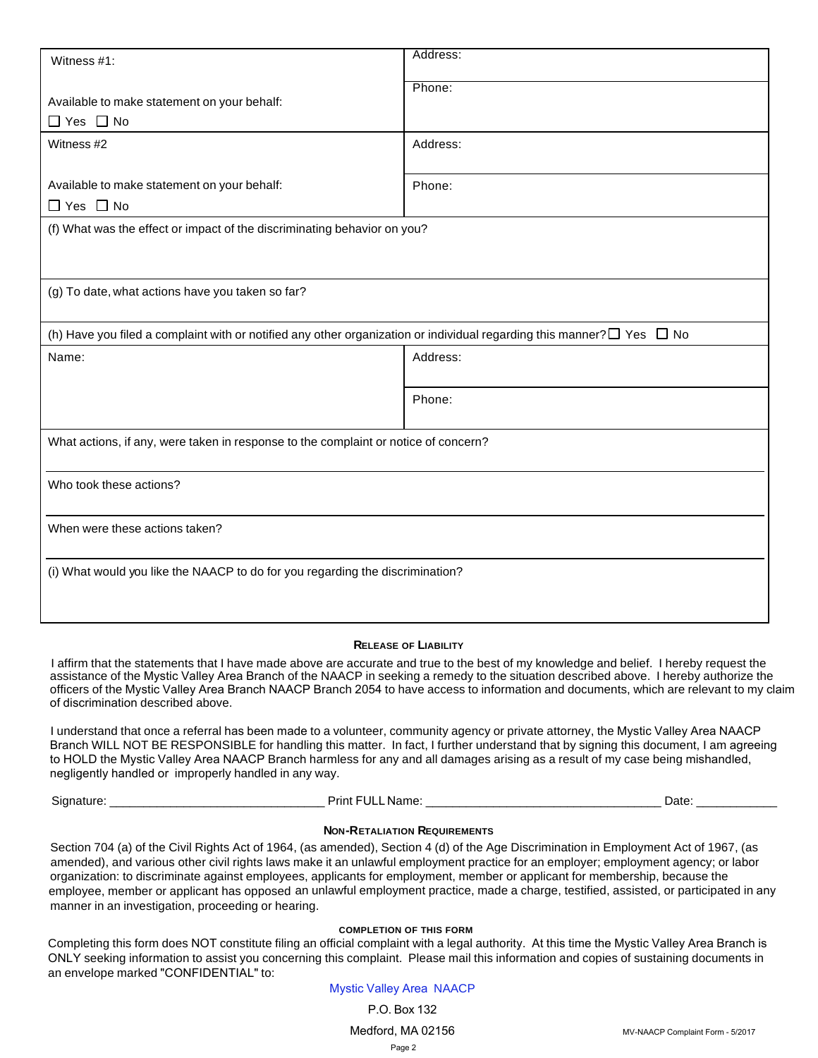| | |
|---|---|
| Witness #1:<br><br>Available to make statement on your behalf:<br>☐ Yes ☐ No | Address:<br><br>Phone: |
| Witness #2<br><br>Available to make statement on your behalf:<br>☐ Yes ☐ No | Address:<br><br>Phone: |

(f) What was the effect or impact of the discriminating behavior on you?

(g) To date, what actions have you taken so far?

(h) Have you filed a complaint with or notified any other organization or individual regarding this manner? ☐ Yes ☐ No

| | |
|---|---|
| Name: | Address:<br><br>Phone: |

What actions, if any, were taken in response to the complaint or notice of concern?

Who took these actions?

When were these actions taken?

(i) What would you like the NAACP to do for you regarding the discrimination?

## Release of Liability

I affirm that the statements that I have made above are accurate and true to the best of my knowledge and belief. I hereby request the assistance of the Mystic Valley Area Branch of the NAACP in seeking a remedy to the situation described above. I hereby authorize the officers of the Mystic Valley Area Branch NAACP Branch 2054 to have access to information and documents, which are relevant to my claim of discrimination described above.

I understand that once a referral has been made to a volunteer, community agency or private attorney, the Mystic Valley Area NAACP Branch WILL NOT BE RESPONSIBLE for handling this matter. In fact, I further understand that by signing this document, I am agreeing to HOLD the Mystic Valley Area NAACP Branch harmless for any and all damages arising as a result of my case being mishandled, negligently handled or improperly handled in any way.

Signature: _______________________________ Print FULL Name: __________________________________ Date: ____________

## Non-Retaliation Requirements

Section 704 (a) of the Civil Rights Act of 1964, (as amended), Section 4 (d) of the Age Discrimination in Employment Act of 1967, (as amended), and various other civil rights laws make it an unlawful employment practice for an employer; employment agency; or labor organization: to discriminate against employees, applicants for employment, member or applicant for membership, because the employee, member or applicant has opposed an unlawful employment practice, made a charge, testified, assisted, or participated in any manner in an investigation, proceeding or hearing.

## Completion of This Form

Completing this form does NOT constitute filing an official complaint with a legal authority. At this time the Mystic Valley Area Branch is ONLY seeking information to assist you concerning this complaint. Please mail this information and copies of sustaining documents in an envelope marked "CONFIDENTIAL" to:

Mystic Valley Area NAACP
P.O. Box 132
Medford, MA 02156

MV-NAACP Complaint Form - 5/2017